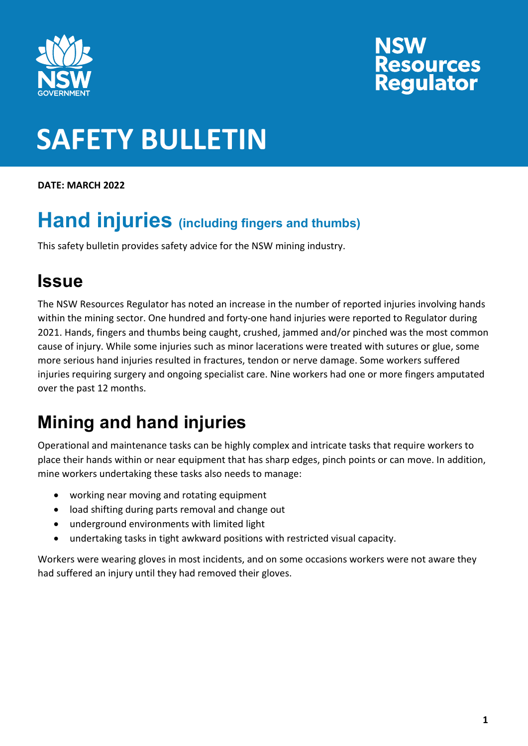NSW Resources Regulator

# SAFETY BULLETIN

**DATE: MARCH 2022**

# Hand injuries (including fingers and thumbs)

This safety bulletin provides safety advice for the NSW mining industry.

## Issue

The NSW Resources Regulator has noted an increase in the number of reported injuries involving hands within the mining sector. One hundred and forty-one hand injuries were reported to Regulator during 2021. Hands, fingers and thumbs being caught, crushed, jammed and/or pinched was the most common cause of injury. While some injuries such as minor lacerations were treated with sutures or glue, some more serious hand injuries resulted in fractures, tendon or nerve damage. Some workers suffered injuries requiring surgery and ongoing specialist care. Nine workers had one or more fingers amputated over the past 12 months.

## Mining and hand injuries

Operational and maintenance tasks can be highly complex and intricate tasks that require workers to place their hands within or near equipment that has sharp edges, pinch points or can move. In addition, mine workers undertaking these tasks also needs to manage:

- working near moving and rotating equipment
- load shifting during parts removal and change out
- underground environments with limited light
- undertaking tasks in tight awkward positions with restricted visual capacity.

Workers were wearing gloves in most incidents, and on some occasions workers were not aware they had suffered an injury until they had removed their gloves.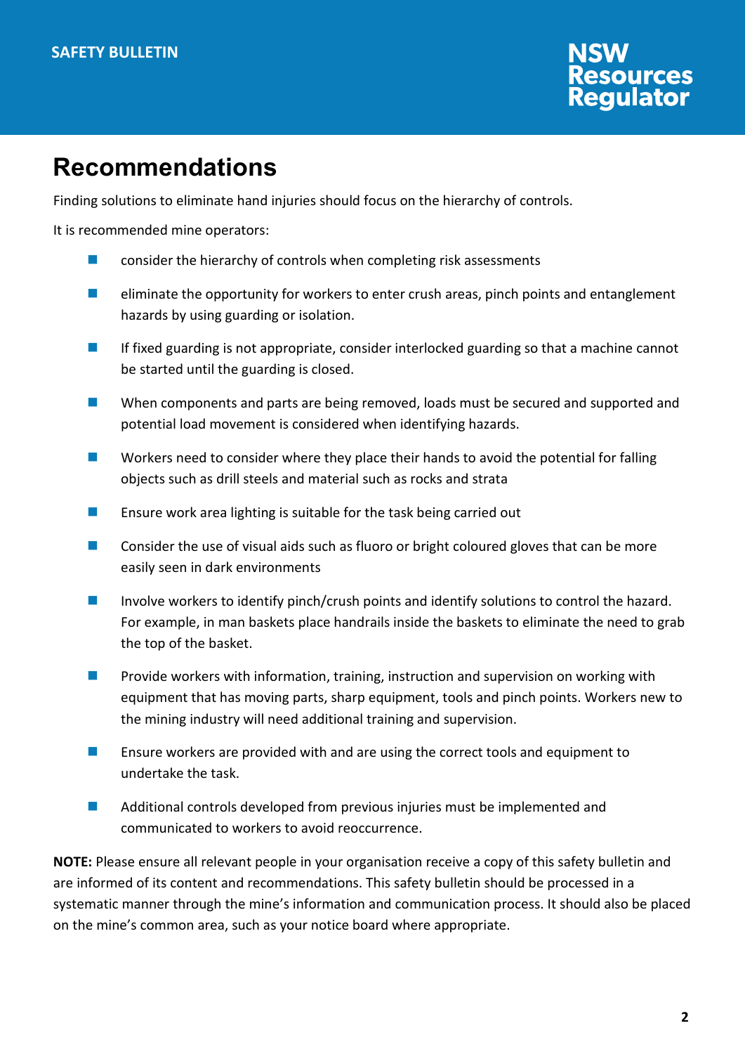## Recommendations

Finding solutions to eliminate hand injuries should focus on the hierarchy of controls.

It is recommended mine operators:

- consider the hierarchy of controls when completing risk assessments
- eliminate the opportunity for workers to enter crush areas, pinch points and entanglement hazards by using guarding or isolation.
- If fixed guarding is not appropriate, consider interlocked guarding so that a machine cannot be started until the guarding is closed.
- When components and parts are being removed, loads must be secured and supported and potential load movement is considered when identifying hazards.
- Workers need to consider where they place their hands to avoid the potential for falling objects such as drill steels and material such as rocks and strata
- Ensure work area lighting is suitable for the task being carried out
- Consider the use of visual aids such as fluoro or bright coloured gloves that can be more easily seen in dark environments
- Involve workers to identify pinch/crush points and identify solutions to control the hazard. For example, in man baskets place handrails inside the baskets to eliminate the need to grab the top of the basket.
- Provide workers with information, training, instruction and supervision on working with equipment that has moving parts, sharp equipment, tools and pinch points. Workers new to the mining industry will need additional training and supervision.
- Ensure workers are provided with and are using the correct tools and equipment to undertake the task.
- Additional controls developed from previous injuries must be implemented and communicated to workers to avoid reoccurrence.

**NOTE:** Please ensure all relevant people in your organisation receive a copy of this safety bulletin and are informed of its content and recommendations. This safety bulletin should be processed in a systematic manner through the mine's information and communication process. It should also be placed on the mine's common area, such as your notice board where appropriate.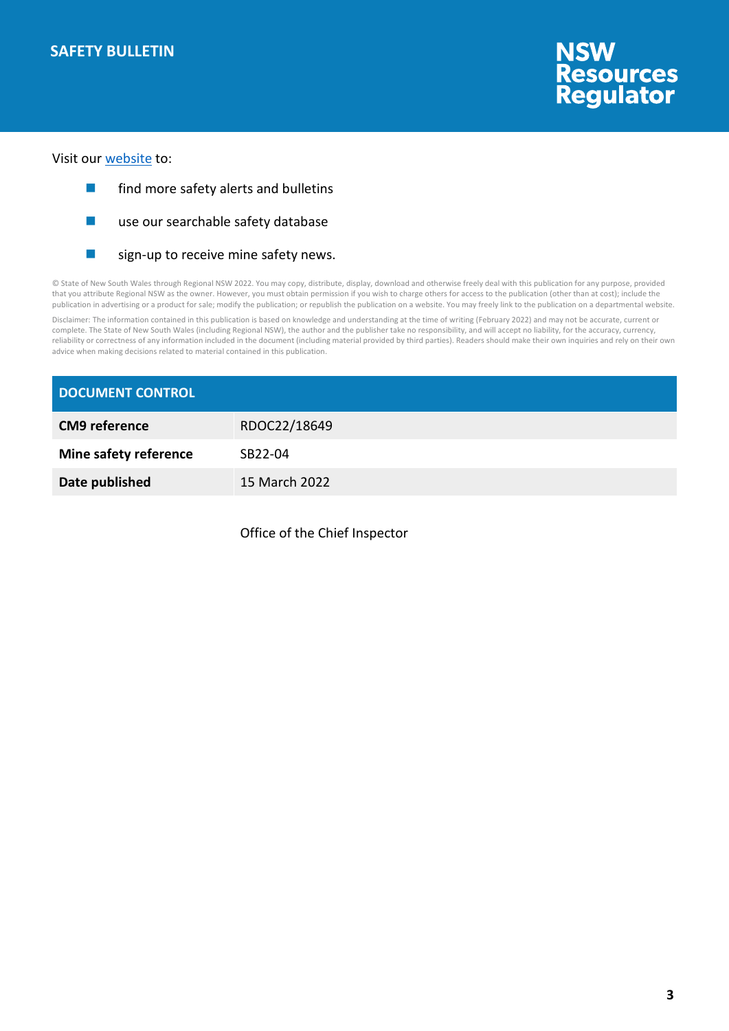Visit our website to:

- find more safety alerts and bulletins
- use our searchable safety database
- sign-up to receive mine safety news.

© State of New South Wales through Regional NSW 2022. You may copy, distribute, display, download and otherwise freely deal with this publication for any purpose, provided that you attribute Regional NSW as the owner. However, you must obtain permission if you wish to charge others for access to the publication (other than at cost); include the publication in advertising or a product for sale; modify the publication; or republish the publication on a website. You may freely link to the publication on a departmental website.

Disclaimer: The information contained in this publication is based on knowledge and understanding at the time of writing (February 2022) and may not be accurate, current or complete. The State of New South Wales (including Regional NSW), the author and the publisher take no responsibility, and will accept no liability, for the accuracy, currency, reliability or correctness of any information included in the document (including material provided by third parties). Readers should make their own inquiries and rely on their own advice when making decisions related to material contained in this publication.

| DOCUMENT CONTROL | |
|---|---|
| **CM9 reference** | RDOC22/18649 |
| **Mine safety reference** | SB22-04 |
| **Date published** | 15 March 2022 |

Office of the Chief Inspector